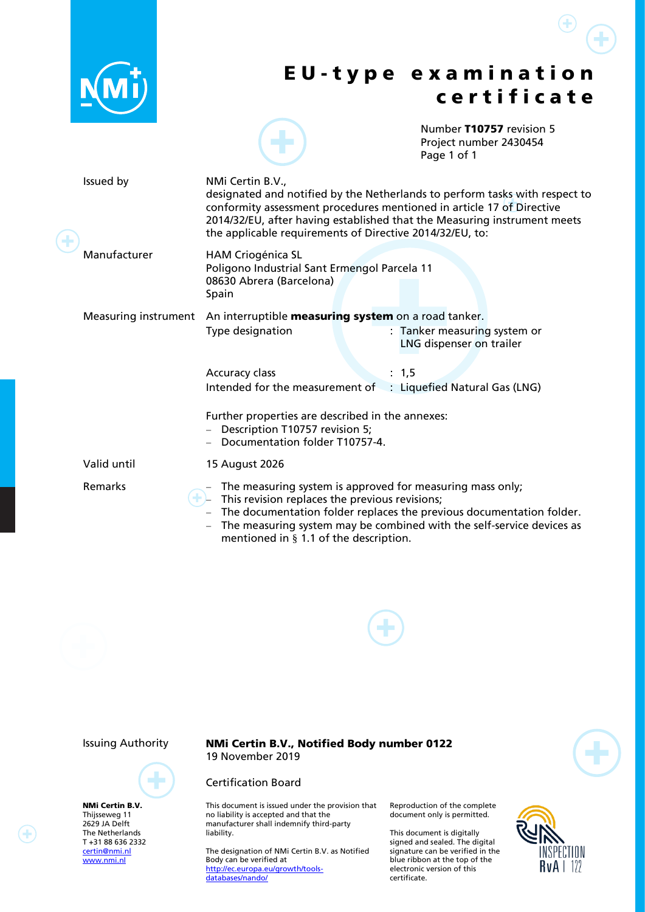# EU-type examination certificate

Number **T10757** revision 5
Project number 2430454

| | |
|---|---|
| Issued by | NMi Certin B.V., designated and notified by the Netherlands to perform tasks with respect to conformity assessment procedures mentioned in article 17 of Directive 2014/32/EU, after having established that the Measuring instrument meets the applicable requirements of Directive 2014/32/EU, to: |
| Manufacturer | HAM Criogénica SL<br>Poligono Industrial Sant Ermengol Parcela 11<br>08630 Abrera (Barcelona)<br>Spain |
| Measuring instrument | An interruptible **measuring system** on a road tanker.<br>Type designation : Tanker measuring system or LNG dispenser on trailer<br>Accuracy class : 1,5<br>Intended for the measurement of : Liquefied Natural Gas (LNG)<br><br>Further properties are described in the annexes:<br>– Description T10757 revision 5;<br>– Documentation folder T10757-4. |
| Valid until | 15 August 2026 |
| Remarks | – The measuring system is approved for measuring mass only;<br>– This revision replaces the previous revisions;<br>– The documentation folder replaces the previous documentation folder.<br>– The measuring system may be combined with the self-service devices as mentioned in § 1.1 of the description. |

Issuing Authority **NMi Certin B.V., Notified Body number 0122**
19 November 2019

Certification Board

**NMi Certin B.V.**
Thijsseweg 11
2629 JA Delft
The Netherlands
T +31 88 636 2332
certin@nmi.nl
www.nmi.nl

This document is issued under the provision that no liability is accepted and that the manufacturer shall indemnify third-party liability.

The designation of NMi Certin B.V. as Notified Body can be verified at http://ec.europa.eu/growth/tools-databases/nando/

Reproduction of the complete document only is permitted.

This document is digitally signed and sealed. The digital signature can be verified in the blue ribbon at the top of the electronic version of this certificate.

INSPECTION RvA I 122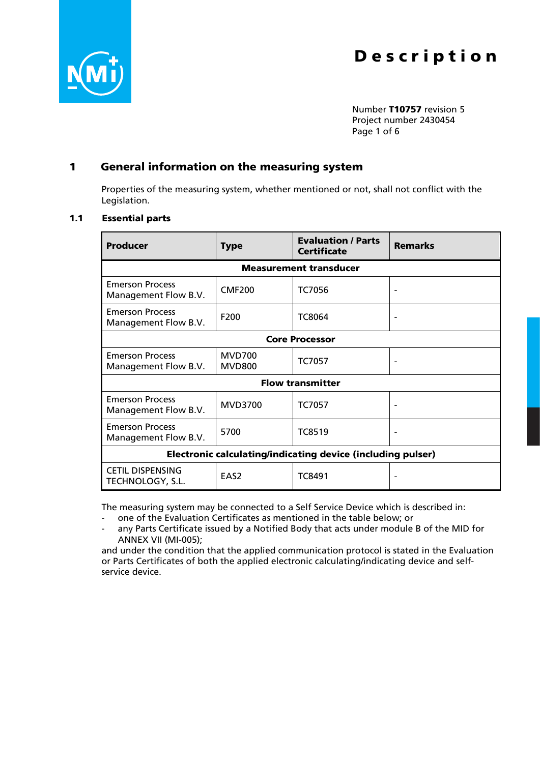# Description

Number **T10757** revision 5
Project number 2430454

## 1 General information on the measuring system

Properties of the measuring system, whether mentioned or not, shall not conflict with the Legislation.

### 1.1 Essential parts

| Producer | Type | Evaluation / Parts Certificate | Remarks |
|---|---|---|---|
| **Measurement transducer** | | | |
| Emerson Process Management Flow B.V. | CMF200 | TC7056 | - |
| Emerson Process Management Flow B.V. | F200 | TC8064 | - |
| **Core Processor** | | | |
| Emerson Process Management Flow B.V. | MVD700<br>MVD800 | TC7057 | - |
| **Flow transmitter** | | | |
| Emerson Process Management Flow B.V. | MVD3700 | TC7057 | - |
| Emerson Process Management Flow B.V. | 5700 | TC8519 | - |
| **Electronic calculating/indicating device (including pulser)** | | | |
| CETIL DISPENSING TECHNOLOGY, S.L. | EAS2 | TC8491 | - |

The measuring system may be connected to a Self Service Device which is described in:
- one of the Evaluation Certificates as mentioned in the table below; or
- any Parts Certificate issued by a Notified Body that acts under module B of the MID for ANNEX VII (MI-005);

and under the condition that the applied communication protocol is stated in the Evaluation or Parts Certificates of both the applied electronic calculating/indicating device and self-service device.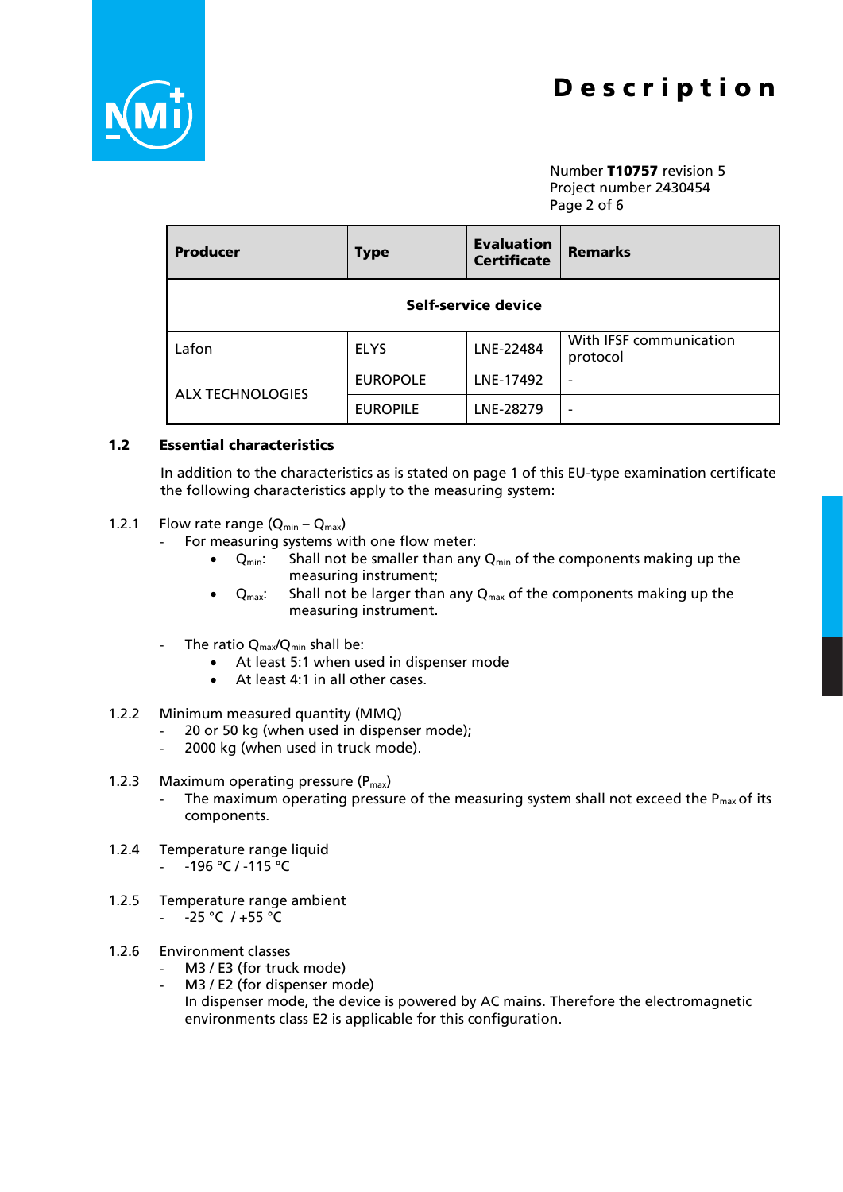| Producer | Type | Evaluation Certificate | Remarks |
|---|---|---|---|
| **Self-service device** | | | |
| Lafon | ELYS | LNE-22484 | With IFSF communication protocol |
| ALX TECHNOLOGIES | EUROPOLE | LNE-17492 | - |
| | EUROPILE | LNE-28279 | - |

## 1.2 Essential characteristics

In addition to the characteristics as is stated on page 1 of this EU-type examination certificate the following characteristics apply to the measuring system:

1.2.1 Flow rate range ($Q_{min}$ – $Q_{max}$)

- For measuring systems with one flow meter:
  - $Q_{min}$: Shall not be smaller than any $Q_{min}$ of the components making up the measuring instrument;
  - $Q_{max}$: Shall not be larger than any $Q_{max}$ of the components making up the measuring instrument.
- The ratio $Q_{max}/Q_{min}$ shall be:
  - At least 5:1 when used in dispenser mode
  - At least 4:1 in all other cases.

1.2.2 Minimum measured quantity (MMQ)

- 20 or 50 kg (when used in dispenser mode);
- 2000 kg (when used in truck mode).

1.2.3 Maximum operating pressure ($P_{max}$)

- The maximum operating pressure of the measuring system shall not exceed the $P_{max}$ of its components.

1.2.4 Temperature range liquid

- -196 °C / -115 °C

1.2.5 Temperature range ambient

- -25 °C / +55 °C

1.2.6 Environment classes

- M3 / E3 (for truck mode)
- M3 / E2 (for dispenser mode)
  In dispenser mode, the device is powered by AC mains. Therefore the electromagnetic environments class E2 is applicable for this configuration.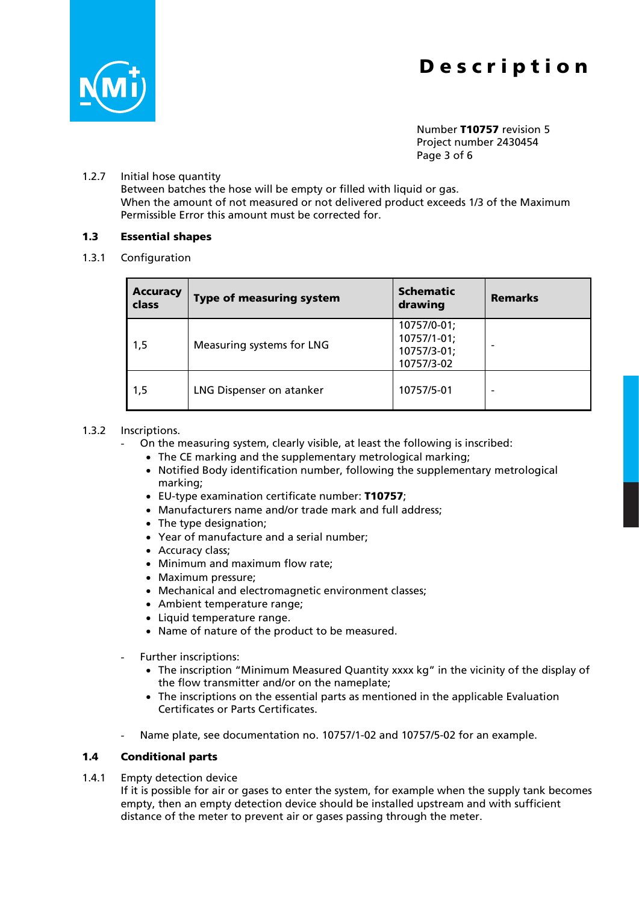1.2.7 Initial hose quantity
Between batches the hose will be empty or filled with liquid or gas.
When the amount of not measured or not delivered product exceeds 1/3 of the Maximum Permissible Error this amount must be corrected for.

### 1.3 Essential shapes

1.3.1 Configuration

| Accuracy class | Type of measuring system | Schematic drawing | Remarks |
|---|---|---|---|
| 1,5 | Measuring systems for LNG | 10757/0-01; 10757/1-01; 10757/3-01; 10757/3-02 | - |
| 1,5 | LNG Dispenser on atanker | 10757/5-01 | - |

1.3.2 Inscriptions.

- On the measuring system, clearly visible, at least the following is inscribed:
  - The CE marking and the supplementary metrological marking;
  - Notified Body identification number, following the supplementary metrological marking;
  - EU-type examination certificate number: **T10757**;
  - Manufacturers name and/or trade mark and full address;
  - The type designation;
  - Year of manufacture and a serial number;
  - Accuracy class;
  - Minimum and maximum flow rate;
  - Maximum pressure;
  - Mechanical and electromagnetic environment classes;
  - Ambient temperature range;
  - Liquid temperature range.
  - Name of nature of the product to be measured.

- Further inscriptions:
  - The inscription “Minimum Measured Quantity xxxx kg” in the vicinity of the display of the flow transmitter and/or on the nameplate;
  - The inscriptions on the essential parts as mentioned in the applicable Evaluation Certificates or Parts Certificates.

- Name plate, see documentation no. 10757/1-02 and 10757/5-02 for an example.

### 1.4 Conditional parts

1.4.1 Empty detection device
If it is possible for air or gases to enter the system, for example when the supply tank becomes empty, then an empty detection device should be installed upstream and with sufficient distance of the meter to prevent air or gases passing through the meter.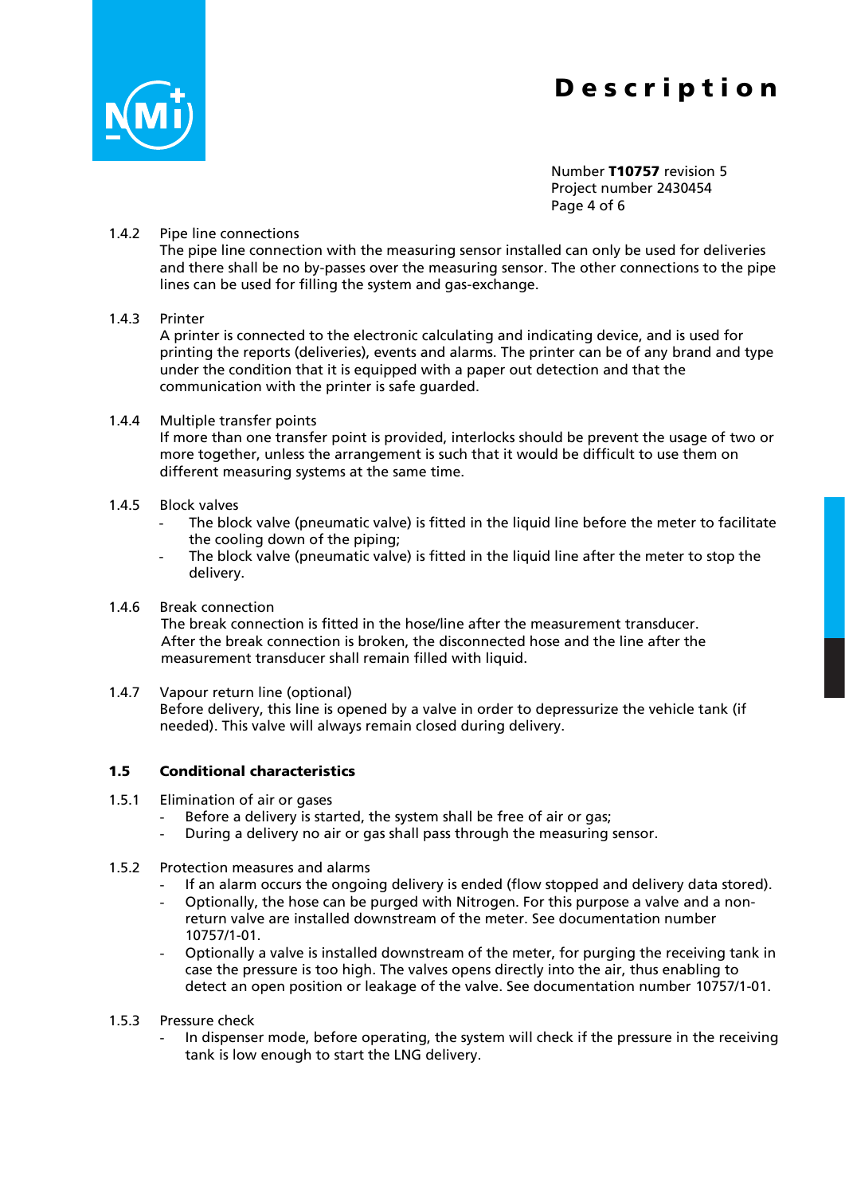1.4.2 Pipe line connections

The pipe line connection with the measuring sensor installed can only be used for deliveries and there shall be no by-passes over the measuring sensor. The other connections to the pipe lines can be used for filling the system and gas-exchange.

1.4.3 Printer

A printer is connected to the electronic calculating and indicating device, and is used for printing the reports (deliveries), events and alarms. The printer can be of any brand and type under the condition that it is equipped with a paper out detection and that the communication with the printer is safe guarded.

1.4.4 Multiple transfer points

If more than one transfer point is provided, interlocks should be prevent the usage of two or more together, unless the arrangement is such that it would be difficult to use them on different measuring systems at the same time.

1.4.5 Block valves

- The block valve (pneumatic valve) is fitted in the liquid line before the meter to facilitate the cooling down of the piping;
- The block valve (pneumatic valve) is fitted in the liquid line after the meter to stop the delivery.

1.4.6 Break connection

The break connection is fitted in the hose/line after the measurement transducer. After the break connection is broken, the disconnected hose and the line after the measurement transducer shall remain filled with liquid.

1.4.7 Vapour return line (optional)

Before delivery, this line is opened by a valve in order to depressurize the vehicle tank (if needed). This valve will always remain closed during delivery.

## 1.5 Conditional characteristics

1.5.1 Elimination of air or gases

- Before a delivery is started, the system shall be free of air or gas;
- During a delivery no air or gas shall pass through the measuring sensor.

1.5.2 Protection measures and alarms

- If an alarm occurs the ongoing delivery is ended (flow stopped and delivery data stored).
- Optionally, the hose can be purged with Nitrogen. For this purpose a valve and a non-return valve are installed downstream of the meter. See documentation number 10757/1-01.
- Optionally a valve is installed downstream of the meter, for purging the receiving tank in case the pressure is too high. The valves opens directly into the air, thus enabling to detect an open position or leakage of the valve. See documentation number 10757/1-01.

1.5.3 Pressure check

- In dispenser mode, before operating, the system will check if the pressure in the receiving tank is low enough to start the LNG delivery.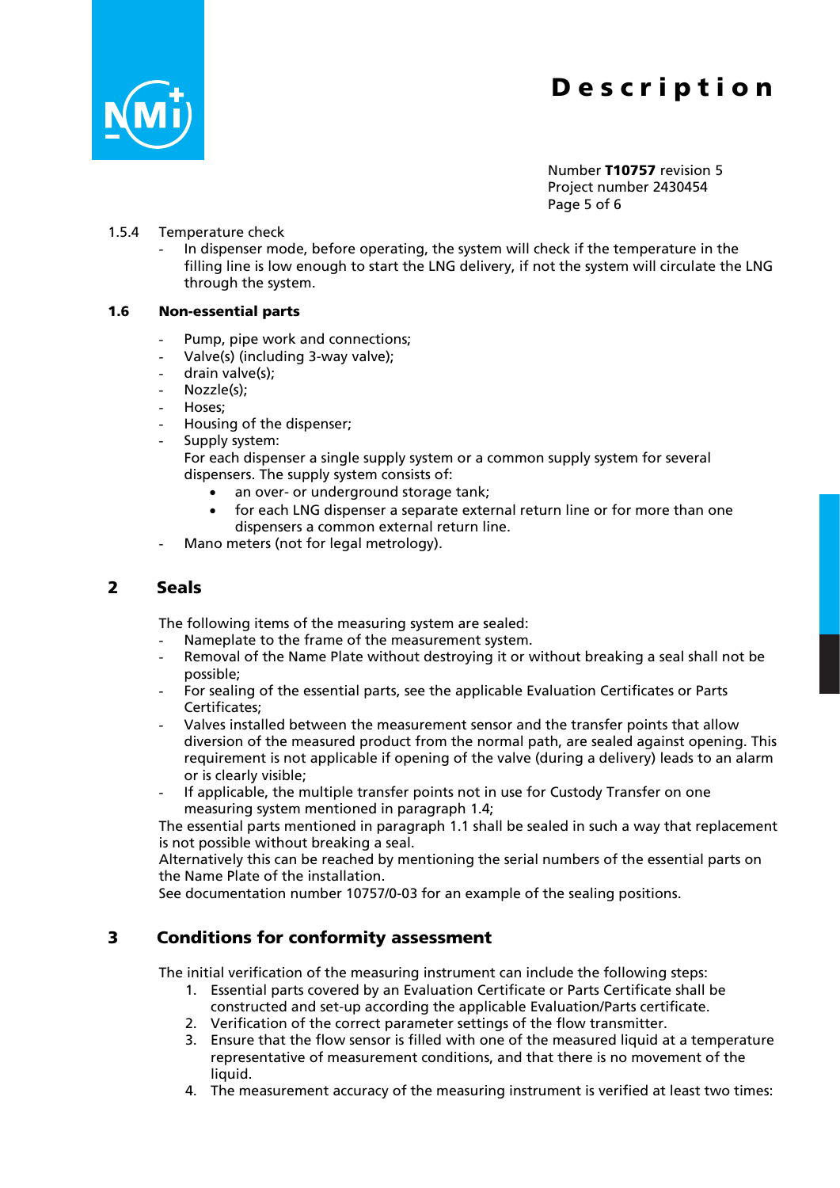1.5.4 Temperature check

- In dispenser mode, before operating, the system will check if the temperature in the filling line is low enough to start the LNG delivery, if not the system will circulate the LNG through the system.

### 1.6 Non-essential parts

- Pump, pipe work and connections;
- Valve(s) (including 3-way valve);
- drain valve(s);
- Nozzle(s);
- Hoses;
- Housing of the dispenser;
- Supply system:
  For each dispenser a single supply system or a common supply system for several dispensers. The supply system consists of:
  - an over- or underground storage tank;
  - for each LNG dispenser a separate external return line or for more than one dispensers a common external return line.
- Mano meters (not for legal metrology).

## 2 Seals

The following items of the measuring system are sealed:

- Nameplate to the frame of the measurement system.
- Removal of the Name Plate without destroying it or without breaking a seal shall not be possible;
- For sealing of the essential parts, see the applicable Evaluation Certificates or Parts Certificates;
- Valves installed between the measurement sensor and the transfer points that allow diversion of the measured product from the normal path, are sealed against opening. This requirement is not applicable if opening of the valve (during a delivery) leads to an alarm or is clearly visible;
- If applicable, the multiple transfer points not in use for Custody Transfer on one measuring system mentioned in paragraph 1.4;

The essential parts mentioned in paragraph 1.1 shall be sealed in such a way that replacement is not possible without breaking a seal.
Alternatively this can be reached by mentioning the serial numbers of the essential parts on the Name Plate of the installation.
See documentation number 10757/0-03 for an example of the sealing positions.

## 3 Conditions for conformity assessment

The initial verification of the measuring instrument can include the following steps:

1. Essential parts covered by an Evaluation Certificate or Parts Certificate shall be constructed and set-up according the applicable Evaluation/Parts certificate.
2. Verification of the correct parameter settings of the flow transmitter.
3. Ensure that the flow sensor is filled with one of the measured liquid at a temperature representative of measurement conditions, and that there is no movement of the liquid.
4. The measurement accuracy of the measuring instrument is verified at least two times: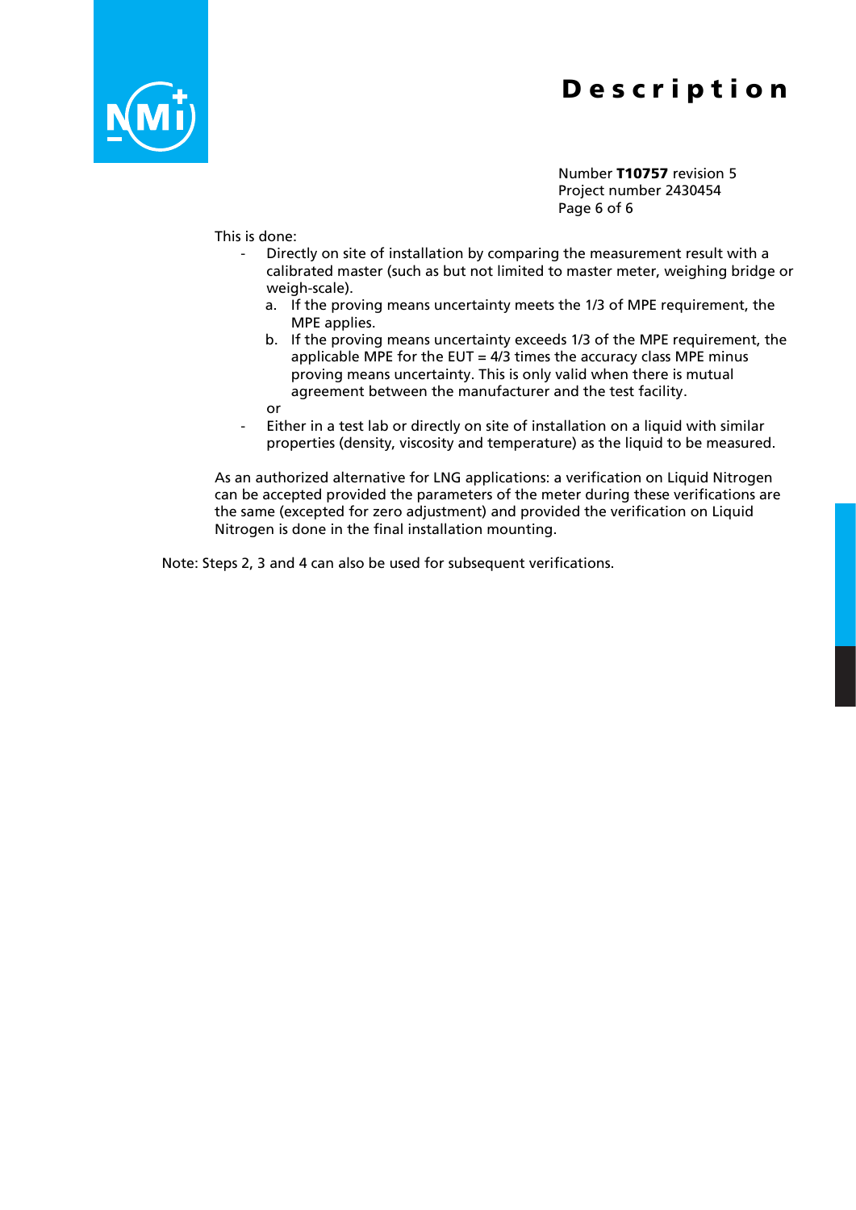This is done:

- Directly on site of installation by comparing the measurement result with a calibrated master (such as but not limited to master meter, weighing bridge or weigh-scale).
  a. If the proving means uncertainty meets the 1/3 of MPE requirement, the MPE applies.
  b. If the proving means uncertainty exceeds 1/3 of the MPE requirement, the applicable MPE for the EUT = 4/3 times the accuracy class MPE minus proving means uncertainty. This is only valid when there is mutual agreement between the manufacturer and the test facility.

  or
- Either in a test lab or directly on site of installation on a liquid with similar properties (density, viscosity and temperature) as the liquid to be measured.

As an authorized alternative for LNG applications: a verification on Liquid Nitrogen can be accepted provided the parameters of the meter during these verifications are the same (excepted for zero adjustment) and provided the verification on Liquid Nitrogen is done in the final installation mounting.

Note: Steps 2, 3 and 4 can also be used for subsequent verifications.